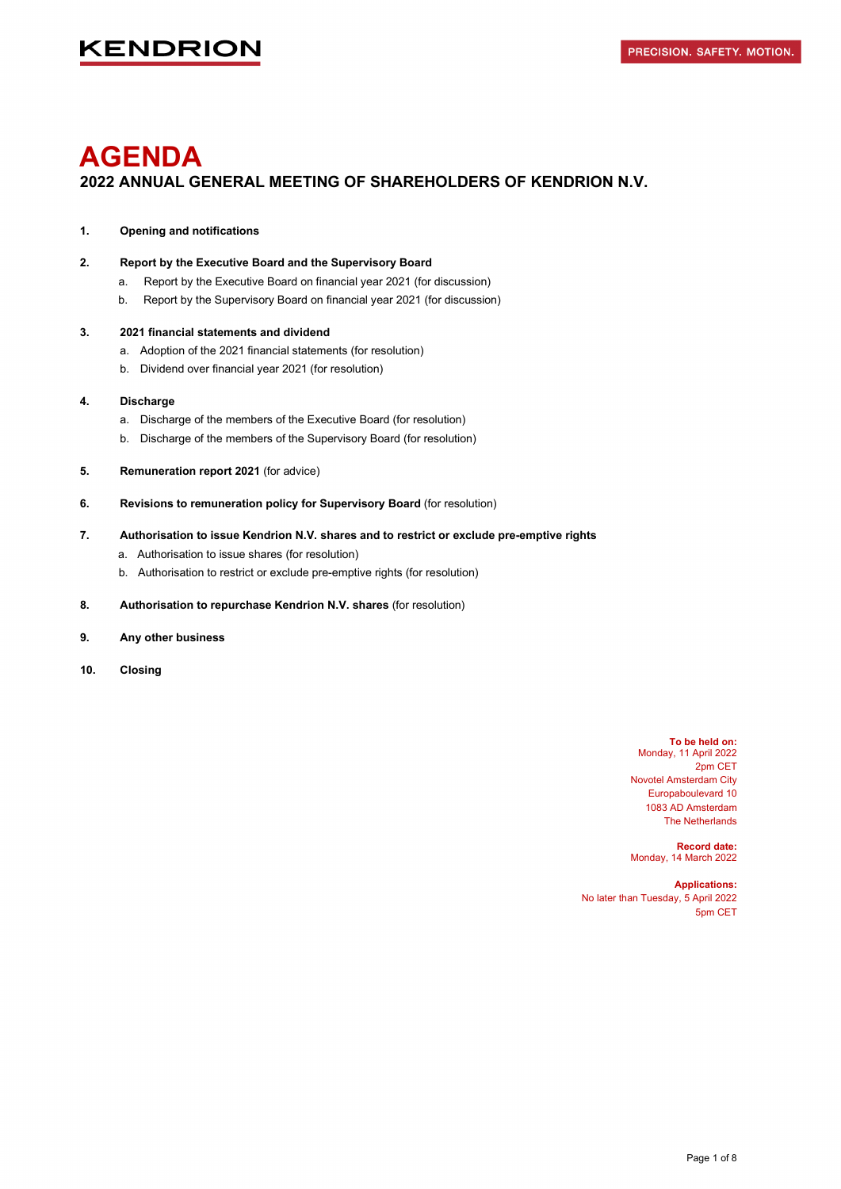KENDRION

PRECISION. SAFETY. MOTION.

# AGENDA

## 2022 ANNUAL GENERAL MEETING OF SHAREHOLDERS OF KENDRION N.V.

1. **Opening and notifications**

2. **Report by the Executive Board and the Supervisory Board**
   a. Report by the Executive Board on financial year 2021 (for discussion)
   b. Report by the Supervisory Board on financial year 2021 (for discussion)

3. **2021 financial statements and dividend**
   a. Adoption of the 2021 financial statements (for resolution)
   b. Dividend over financial year 2021 (for resolution)

4. **Discharge**
   a. Discharge of the members of the Executive Board (for resolution)
   b. Discharge of the members of the Supervisory Board (for resolution)

5. **Remuneration report 2021** (for advice)

6. **Revisions to remuneration policy for Supervisory Board** (for resolution)

7. **Authorisation to issue Kendrion N.V. shares and to restrict or exclude pre-emptive rights**
   a. Authorisation to issue shares (for resolution)
   b. Authorisation to restrict or exclude pre-emptive rights (for resolution)

8. **Authorisation to repurchase Kendrion N.V. shares** (for resolution)

9. **Any other business**

10. **Closing**

**To be held on:**
Monday, 11 April 2022
2pm CET
Novotel Amsterdam City
Europaboulevard 10
1083 AD Amsterdam
The Netherlands

**Record date:**
Monday, 14 March 2022

**Applications:**
No later than Tuesday, 5 April 2022
5pm CET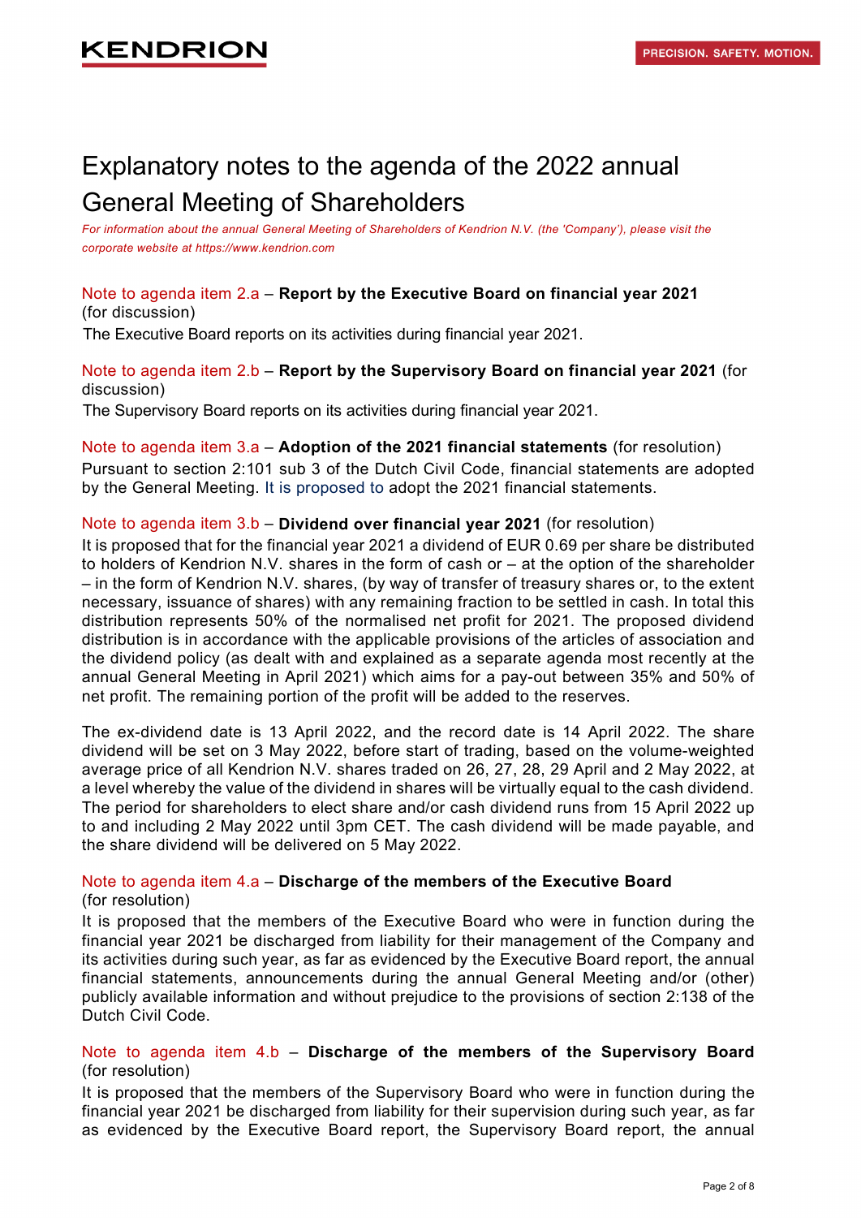# Explanatory notes to the agenda of the 2022 annual General Meeting of Shareholders

*For information about the annual General Meeting of Shareholders of Kendrion N.V. (the 'Company'), please visit the corporate website at https://www.kendrion.com*

Note to agenda item 2.a – **Report by the Executive Board on financial year 2021** (for discussion)

The Executive Board reports on its activities during financial year 2021.

Note to agenda item 2.b – **Report by the Supervisory Board on financial year 2021** (for discussion)

The Supervisory Board reports on its activities during financial year 2021.

Note to agenda item 3.a – **Adoption of the 2021 financial statements** (for resolution)

Pursuant to section 2:101 sub 3 of the Dutch Civil Code, financial statements are adopted by the General Meeting. It is proposed to adopt the 2021 financial statements.

Note to agenda item 3.b – **Dividend over financial year 2021** (for resolution)

It is proposed that for the financial year 2021 a dividend of EUR 0.69 per share be distributed to holders of Kendrion N.V. shares in the form of cash or – at the option of the shareholder – in the form of Kendrion N.V. shares, (by way of transfer of treasury shares or, to the extent necessary, issuance of shares) with any remaining fraction to be settled in cash. In total this distribution represents 50% of the normalised net profit for 2021. The proposed dividend distribution is in accordance with the applicable provisions of the articles of association and the dividend policy (as dealt with and explained as a separate agenda most recently at the annual General Meeting in April 2021) which aims for a pay-out between 35% and 50% of net profit. The remaining portion of the profit will be added to the reserves.

The ex-dividend date is 13 April 2022, and the record date is 14 April 2022. The share dividend will be set on 3 May 2022, before start of trading, based on the volume-weighted average price of all Kendrion N.V. shares traded on 26, 27, 28, 29 April and 2 May 2022, at a level whereby the value of the dividend in shares will be virtually equal to the cash dividend. The period for shareholders to elect share and/or cash dividend runs from 15 April 2022 up to and including 2 May 2022 until 3pm CET. The cash dividend will be made payable, and the share dividend will be delivered on 5 May 2022.

Note to agenda item 4.a – **Discharge of the members of the Executive Board** (for resolution)

It is proposed that the members of the Executive Board who were in function during the financial year 2021 be discharged from liability for their management of the Company and its activities during such year, as far as evidenced by the Executive Board report, the annual financial statements, announcements during the annual General Meeting and/or (other) publicly available information and without prejudice to the provisions of section 2:138 of the Dutch Civil Code.

Note to agenda item 4.b – **Discharge of the members of the Supervisory Board** (for resolution)

It is proposed that the members of the Supervisory Board who were in function during the financial year 2021 be discharged from liability for their supervision during such year, as far as evidenced by the Executive Board report, the Supervisory Board report, the annual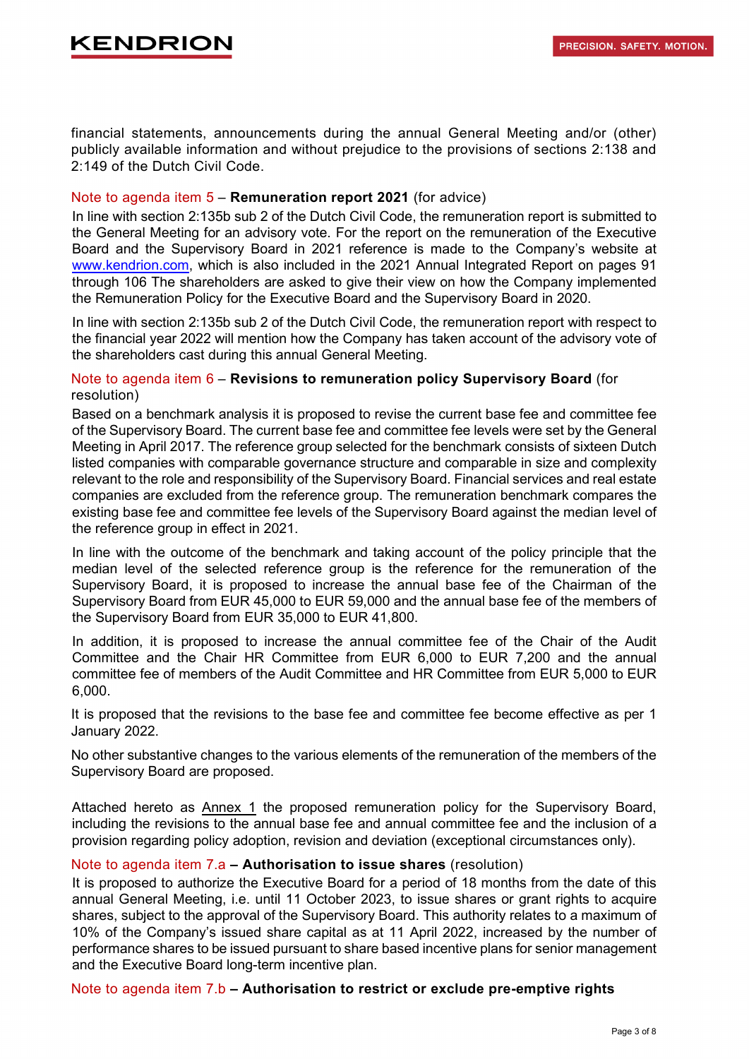financial statements, announcements during the annual General Meeting and/or (other) publicly available information and without prejudice to the provisions of sections 2:138 and 2:149 of the Dutch Civil Code.

### Note to agenda item 5 – **Remuneration report 2021** (for advice)

In line with section 2:135b sub 2 of the Dutch Civil Code, the remuneration report is submitted to the General Meeting for an advisory vote. For the report on the remuneration of the Executive Board and the Supervisory Board in 2021 reference is made to the Company's website at www.kendrion.com, which is also included in the 2021 Annual Integrated Report on pages 91 through 106 The shareholders are asked to give their view on how the Company implemented the Remuneration Policy for the Executive Board and the Supervisory Board in 2020.

In line with section 2:135b sub 2 of the Dutch Civil Code, the remuneration report with respect to the financial year 2022 will mention how the Company has taken account of the advisory vote of the shareholders cast during this annual General Meeting.

### Note to agenda item 6 – **Revisions to remuneration policy Supervisory Board** (for resolution)

Based on a benchmark analysis it is proposed to revise the current base fee and committee fee of the Supervisory Board. The current base fee and committee fee levels were set by the General Meeting in April 2017. The reference group selected for the benchmark consists of sixteen Dutch listed companies with comparable governance structure and comparable in size and complexity relevant to the role and responsibility of the Supervisory Board. Financial services and real estate companies are excluded from the reference group. The remuneration benchmark compares the existing base fee and committee fee levels of the Supervisory Board against the median level of the reference group in effect in 2021.

In line with the outcome of the benchmark and taking account of the policy principle that the median level of the selected reference group is the reference for the remuneration of the Supervisory Board, it is proposed to increase the annual base fee of the Chairman of the Supervisory Board from EUR 45,000 to EUR 59,000 and the annual base fee of the members of the Supervisory Board from EUR 35,000 to EUR 41,800.

In addition, it is proposed to increase the annual committee fee of the Chair of the Audit Committee and the Chair HR Committee from EUR 6,000 to EUR 7,200 and the annual committee fee of members of the Audit Committee and HR Committee from EUR 5,000 to EUR 6,000.

It is proposed that the revisions to the base fee and committee fee become effective as per 1 January 2022.

No other substantive changes to the various elements of the remuneration of the members of the Supervisory Board are proposed.

Attached hereto as Annex 1 the proposed remuneration policy for the Supervisory Board, including the revisions to the annual base fee and annual committee fee and the inclusion of a provision regarding policy adoption, revision and deviation (exceptional circumstances only).

### Note to agenda item 7.a – **Authorisation to issue shares** (resolution)

It is proposed to authorize the Executive Board for a period of 18 months from the date of this annual General Meeting, i.e. until 11 October 2023, to issue shares or grant rights to acquire shares, subject to the approval of the Supervisory Board. This authority relates to a maximum of 10% of the Company's issued share capital as at 11 April 2022, increased by the number of performance shares to be issued pursuant to share based incentive plans for senior management and the Executive Board long-term incentive plan.

### Note to agenda item 7.b – **Authorisation to restrict or exclude pre-emptive rights**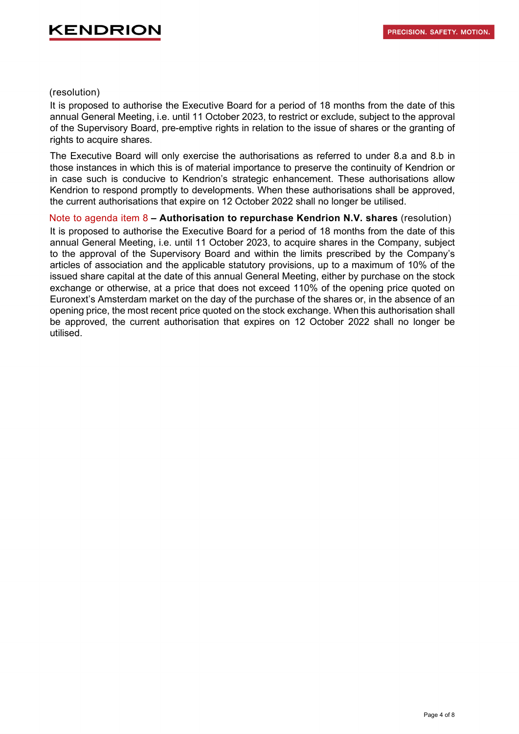(resolution)

It is proposed to authorise the Executive Board for a period of 18 months from the date of this annual General Meeting, i.e. until 11 October 2023, to restrict or exclude, subject to the approval of the Supervisory Board, pre-emptive rights in relation to the issue of shares or the granting of rights to acquire shares.

The Executive Board will only exercise the authorisations as referred to under 8.a and 8.b in those instances in which this is of material importance to preserve the continuity of Kendrion or in case such is conducive to Kendrion's strategic enhancement. These authorisations allow Kendrion to respond promptly to developments. When these authorisations shall be approved, the current authorisations that expire on 12 October 2022 shall no longer be utilised.

Note to agenda item 8 – **Authorisation to repurchase Kendrion N.V. shares** (resolution)

It is proposed to authorise the Executive Board for a period of 18 months from the date of this annual General Meeting, i.e. until 11 October 2023, to acquire shares in the Company, subject to the approval of the Supervisory Board and within the limits prescribed by the Company's articles of association and the applicable statutory provisions, up to a maximum of 10% of the issued share capital at the date of this annual General Meeting, either by purchase on the stock exchange or otherwise, at a price that does not exceed 110% of the opening price quoted on Euronext's Amsterdam market on the day of the purchase of the shares or, in the absence of an opening price, the most recent price quoted on the stock exchange. When this authorisation shall be approved, the current authorisation that expires on 12 October 2022 shall no longer be utilised.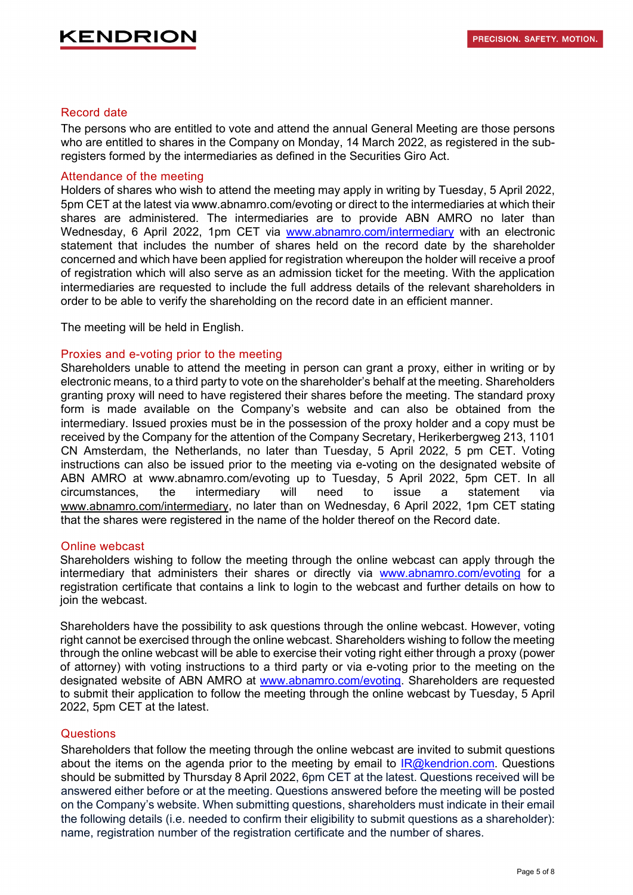## Record date

The persons who are entitled to vote and attend the annual General Meeting are those persons who are entitled to shares in the Company on Monday, 14 March 2022, as registered in the sub-registers formed by the intermediaries as defined in the Securities Giro Act.

## Attendance of the meeting

Holders of shares who wish to attend the meeting may apply in writing by Tuesday, 5 April 2022, 5pm CET at the latest via www.abnamro.com/evoting or direct to the intermediaries at which their shares are administered. The intermediaries are to provide ABN AMRO no later than Wednesday, 6 April 2022, 1pm CET via www.abnamro.com/intermediary with an electronic statement that includes the number of shares held on the record date by the shareholder concerned and which have been applied for registration whereupon the holder will receive a proof of registration which will also serve as an admission ticket for the meeting. With the application intermediaries are requested to include the full address details of the relevant shareholders in order to be able to verify the shareholding on the record date in an efficient manner.

The meeting will be held in English.

## Proxies and e-voting prior to the meeting

Shareholders unable to attend the meeting in person can grant a proxy, either in writing or by electronic means, to a third party to vote on the shareholder's behalf at the meeting. Shareholders granting proxy will need to have registered their shares before the meeting. The standard proxy form is made available on the Company's website and can also be obtained from the intermediary. Issued proxies must be in the possession of the proxy holder and a copy must be received by the Company for the attention of the Company Secretary, Herikerbergweg 213, 1101 CN Amsterdam, the Netherlands, no later than Tuesday, 5 April 2022, 5 pm CET. Voting instructions can also be issued prior to the meeting via e-voting on the designated website of ABN AMRO at www.abnamro.com/evoting up to Tuesday, 5 April 2022, 5pm CET. In all circumstances, the intermediary will need to issue a statement via www.abnamro.com/intermediary, no later than on Wednesday, 6 April 2022, 1pm CET stating that the shares were registered in the name of the holder thereof on the Record date.

## Online webcast

Shareholders wishing to follow the meeting through the online webcast can apply through the intermediary that administers their shares or directly via www.abnamro.com/evoting for a registration certificate that contains a link to login to the webcast and further details on how to join the webcast.

Shareholders have the possibility to ask questions through the online webcast. However, voting right cannot be exercised through the online webcast. Shareholders wishing to follow the meeting through the online webcast will be able to exercise their voting right either through a proxy (power of attorney) with voting instructions to a third party or via e-voting prior to the meeting on the designated website of ABN AMRO at www.abnamro.com/evoting. Shareholders are requested to submit their application to follow the meeting through the online webcast by Tuesday, 5 April 2022, 5pm CET at the latest.

## Questions

Shareholders that follow the meeting through the online webcast are invited to submit questions about the items on the agenda prior to the meeting by email to IR@kendrion.com. Questions should be submitted by Thursday 8 April 2022, 6pm CET at the latest. Questions received will be answered either before or at the meeting. Questions answered before the meeting will be posted on the Company's website. When submitting questions, shareholders must indicate in their email the following details (i.e. needed to confirm their eligibility to submit questions as a shareholder): name, registration number of the registration certificate and the number of shares.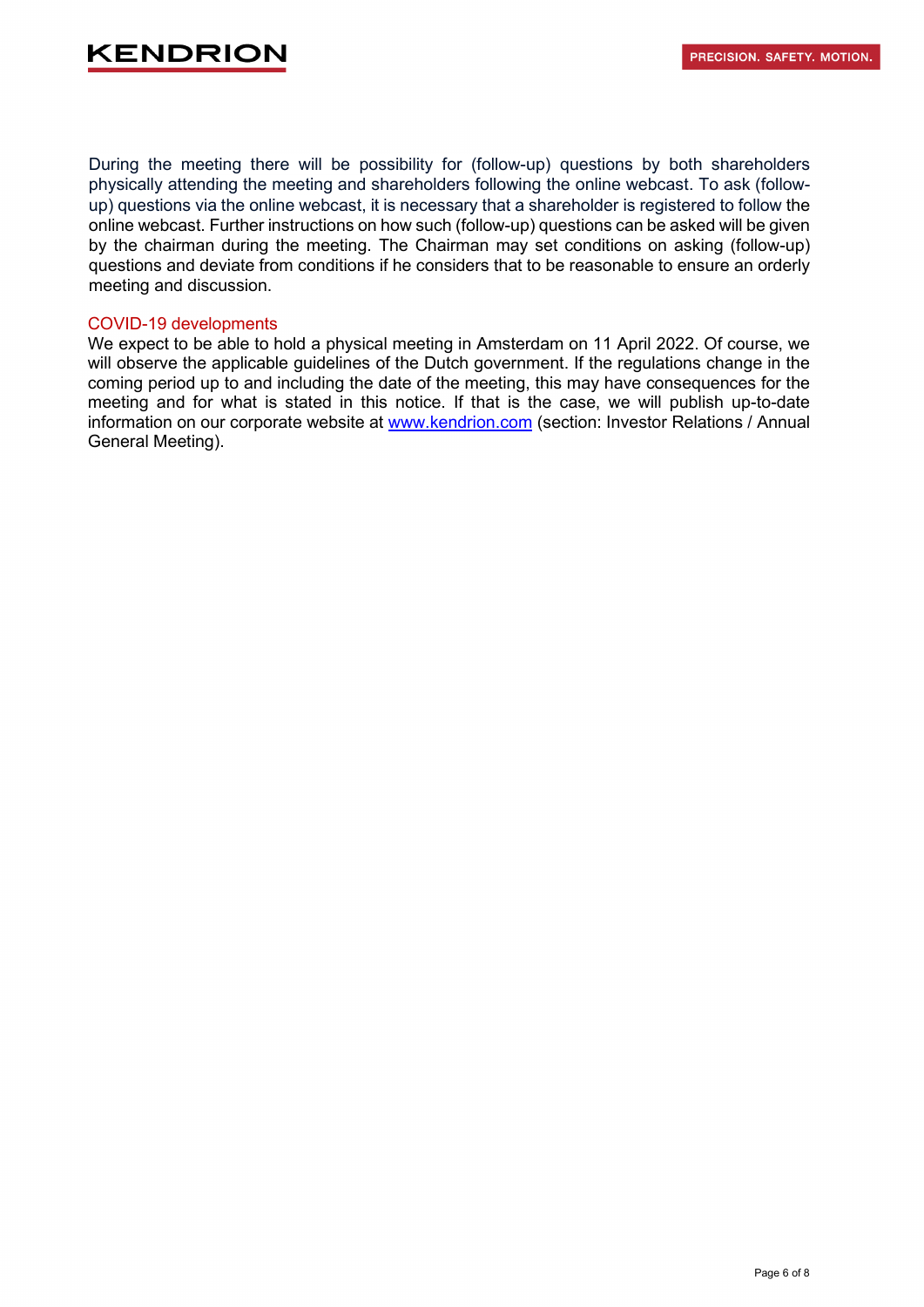During the meeting there will be possibility for (follow-up) questions by both shareholders physically attending the meeting and shareholders following the online webcast. To ask (follow-up) questions via the online webcast, it is necessary that a shareholder is registered to follow the online webcast. Further instructions on how such (follow-up) questions can be asked will be given by the chairman during the meeting. The Chairman may set conditions on asking (follow-up) questions and deviate from conditions if he considers that to be reasonable to ensure an orderly meeting and discussion.

## COVID-19 developments

We expect to be able to hold a physical meeting in Amsterdam on 11 April 2022. Of course, we will observe the applicable guidelines of the Dutch government. If the regulations change in the coming period up to and including the date of the meeting, this may have consequences for the meeting and for what is stated in this notice. If that is the case, we will publish up-to-date information on our corporate website at www.kendrion.com (section: Investor Relations / Annual General Meeting).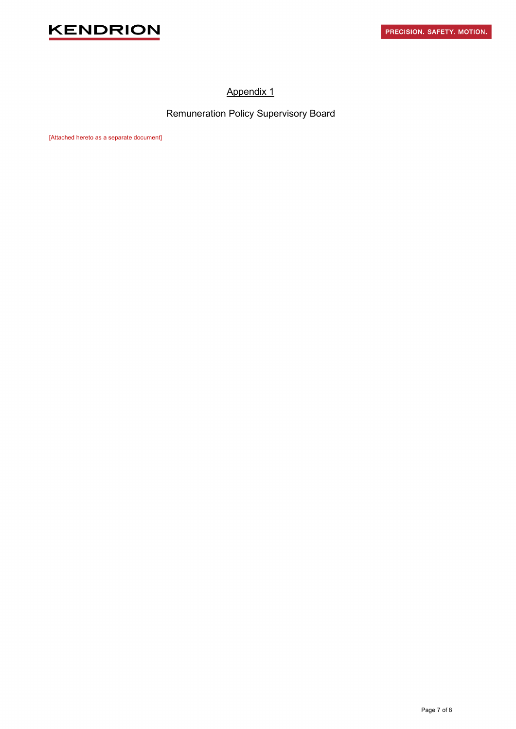## Appendix 1

Remuneration Policy Supervisory Board

[Attached hereto as a separate document]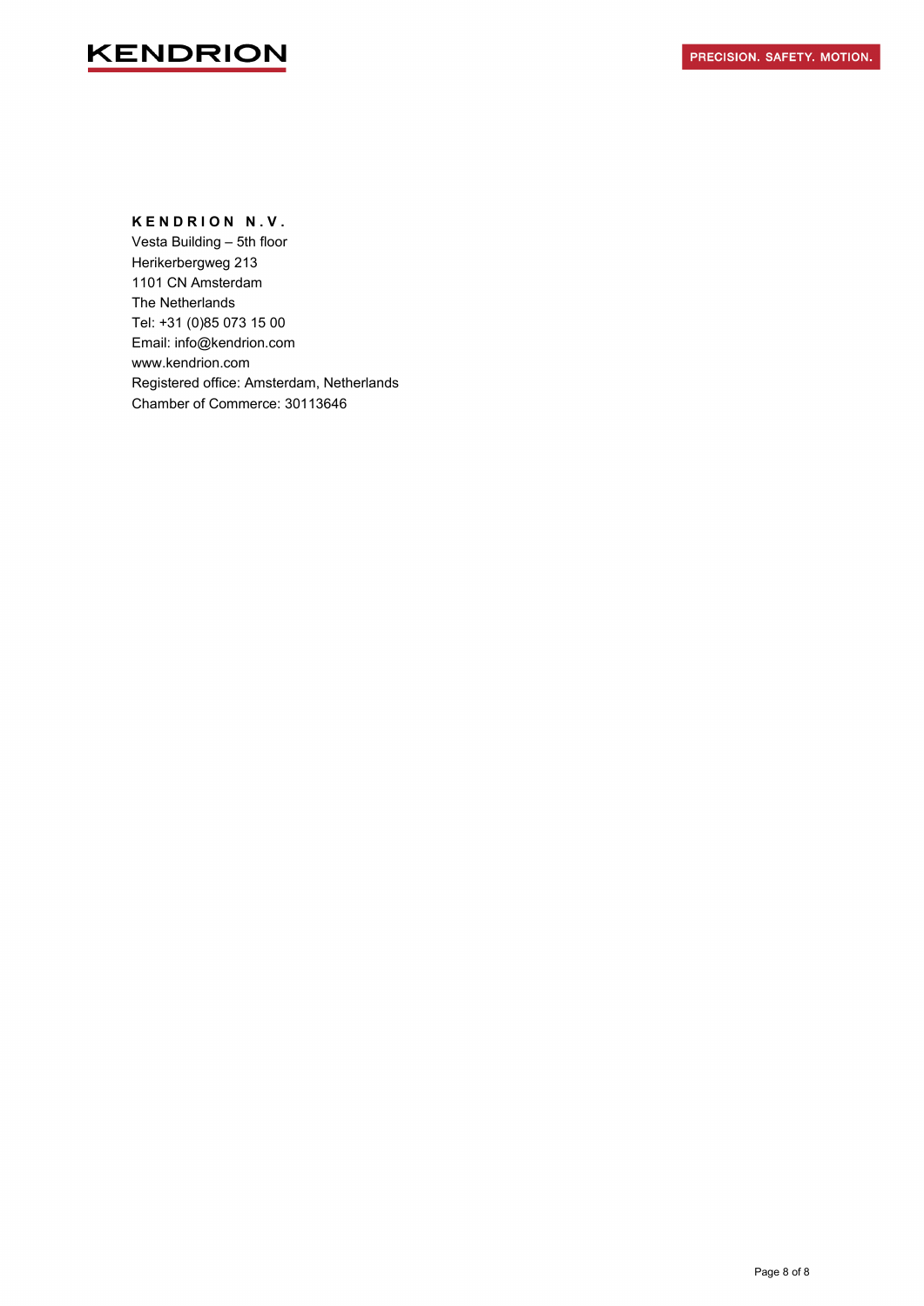**KENDRION N.V.**
Vesta Building – 5th floor
Herikerbergweg 213
1101 CN Amsterdam
The Netherlands
Tel: +31 (0)85 073 15 00
Email: info@kendrion.com
www.kendrion.com
Registered office: Amsterdam, Netherlands
Chamber of Commerce: 30113646